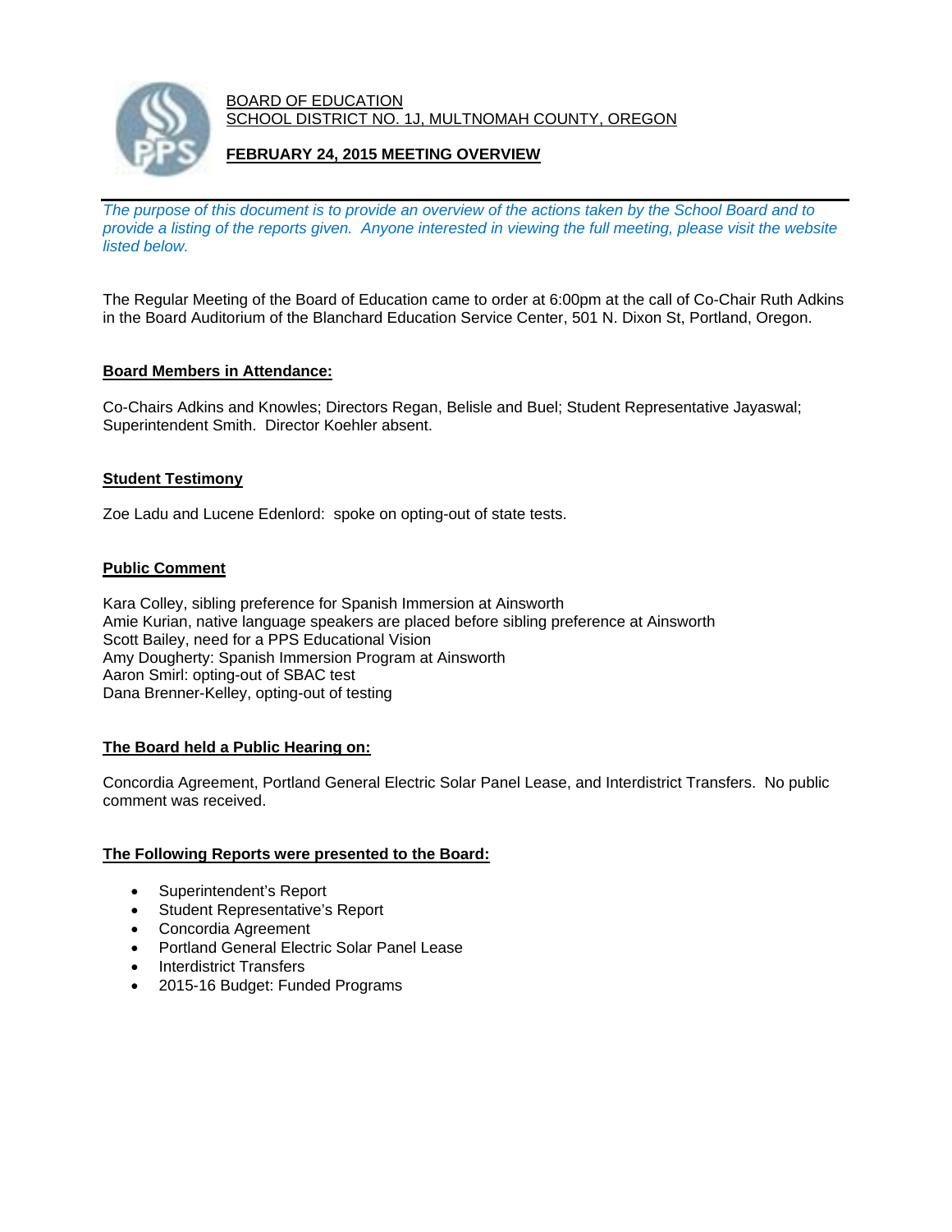BOARD OF EDUCATION
SCHOOL DISTRICT NO. 1J, MULTNOMAH COUNTY, OREGON

**FEBRUARY 24, 2015 MEETING OVERVIEW**

---

*The purpose of this document is to provide an overview of the actions taken by the School Board and to provide a listing of the reports given. Anyone interested in viewing the full meeting, please visit the website listed below.*

The Regular Meeting of the Board of Education came to order at 6:00pm at the call of Co-Chair Ruth Adkins in the Board Auditorium of the Blanchard Education Service Center, 501 N. Dixon St, Portland, Oregon.

**Board Members in Attendance:**

Co-Chairs Adkins and Knowles; Directors Regan, Belisle and Buel; Student Representative Jayaswal; Superintendent Smith. Director Koehler absent.

**Student Testimony**

Zoe Ladu and Lucene Edenlord: spoke on opting-out of state tests.

**Public Comment**

Kara Colley, sibling preference for Spanish Immersion at Ainsworth
Amie Kurian, native language speakers are placed before sibling preference at Ainsworth
Scott Bailey, need for a PPS Educational Vision
Amy Dougherty: Spanish Immersion Program at Ainsworth
Aaron Smirl: opting-out of SBAC test
Dana Brenner-Kelley, opting-out of testing

**The Board held a Public Hearing on:**

Concordia Agreement, Portland General Electric Solar Panel Lease, and Interdistrict Transfers. No public comment was received.

**The Following Reports were presented to the Board:**

- Superintendent's Report
- Student Representative's Report
- Concordia Agreement
- Portland General Electric Solar Panel Lease
- Interdistrict Transfers
- 2015-16 Budget: Funded Programs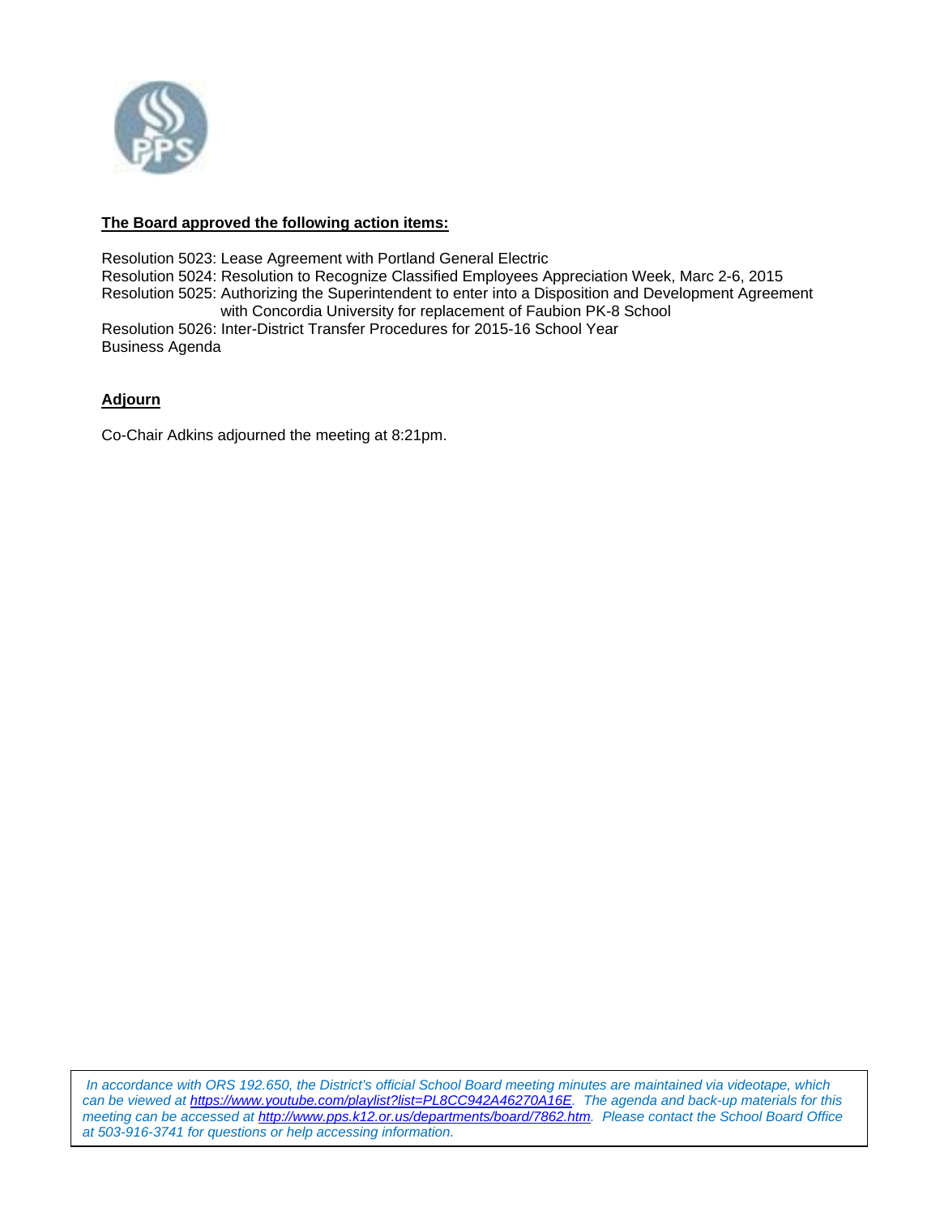**The Board approved the following action items:**

Resolution 5023: Lease Agreement with Portland General Electric
Resolution 5024: Resolution to Recognize Classified Employees Appreciation Week, Marc 2-6, 2015
Resolution 5025: Authorizing the Superintendent to enter into a Disposition and Development Agreement with Concordia University for replacement of Faubion PK-8 School
Resolution 5026: Inter-District Transfer Procedures for 2015-16 School Year
Business Agenda

**Adjourn**

Co-Chair Adkins adjourned the meeting at 8:21pm.

*In accordance with ORS 192.650, the District's official School Board meeting minutes are maintained via videotape, which can be viewed at https://www.youtube.com/playlist?list=PL8CC942A46270A16E. The agenda and back-up materials for this meeting can be accessed at http://www.pps.k12.or.us/departments/board/7862.htm. Please contact the School Board Office at 503-916-3741 for questions or help accessing information.*